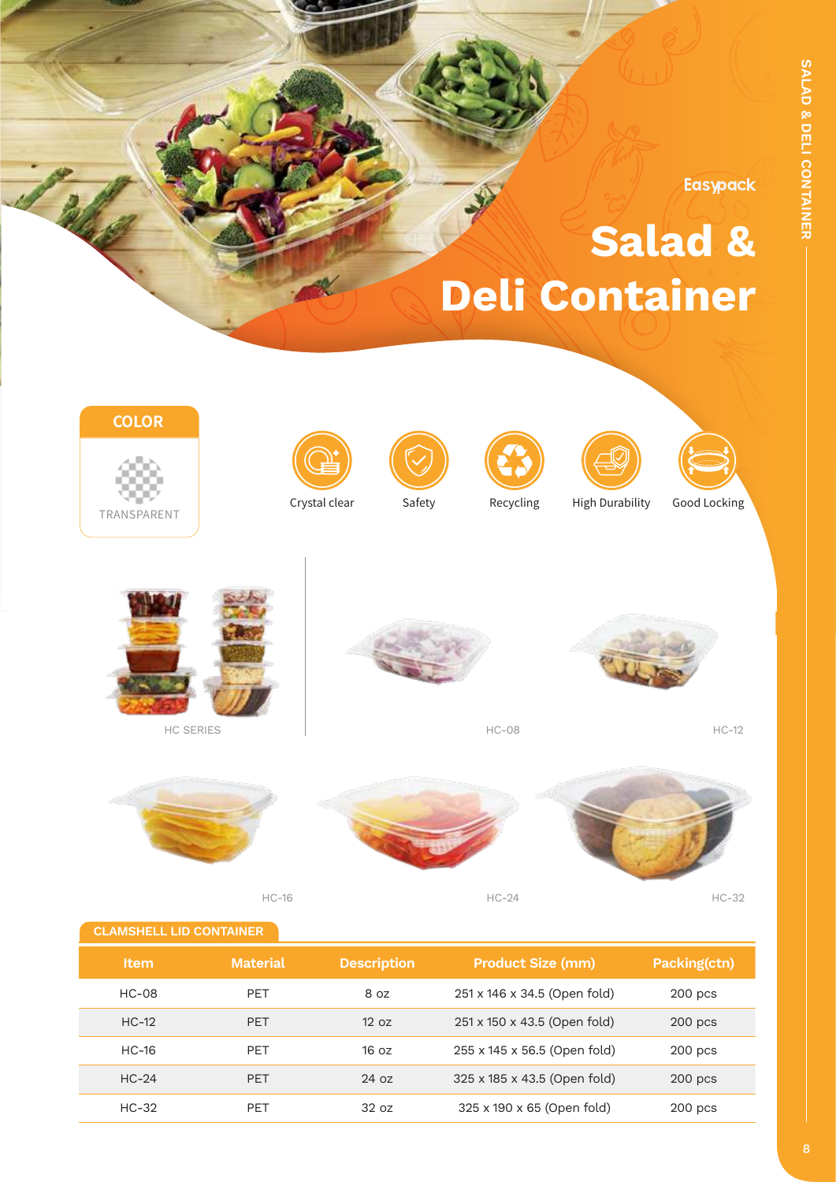Easypack

# Salad & Deli Container

SALAD & DELI CONTAINER

## COLOR

TRANSPARENT

Crystal clear

Safety

Recycling

High Durability

Good Locking

HC SERIES

HC-08

HC-12

HC-16

HC-24

HC-32

### CLAMSHELL LID CONTAINER

| Item | Material | Description | Product Size (mm) | Packing(ctn) |
| --- | --- | --- | --- | --- |
| HC-08 | PET | 8 oz | 251 x 146 x 34.5 (Open fold) | 200 pcs |
| HC-12 | PET | 12 oz | 251 x 150 x 43.5 (Open fold) | 200 pcs |
| HC-16 | PET | 16 oz | 255 x 145 x 56.5 (Open fold) | 200 pcs |
| HC-24 | PET | 24 oz | 325 x 185 x 43.5 (Open fold) | 200 pcs |
| HC-32 | PET | 32 oz | 325 x 190 x 65 (Open fold) | 200 pcs |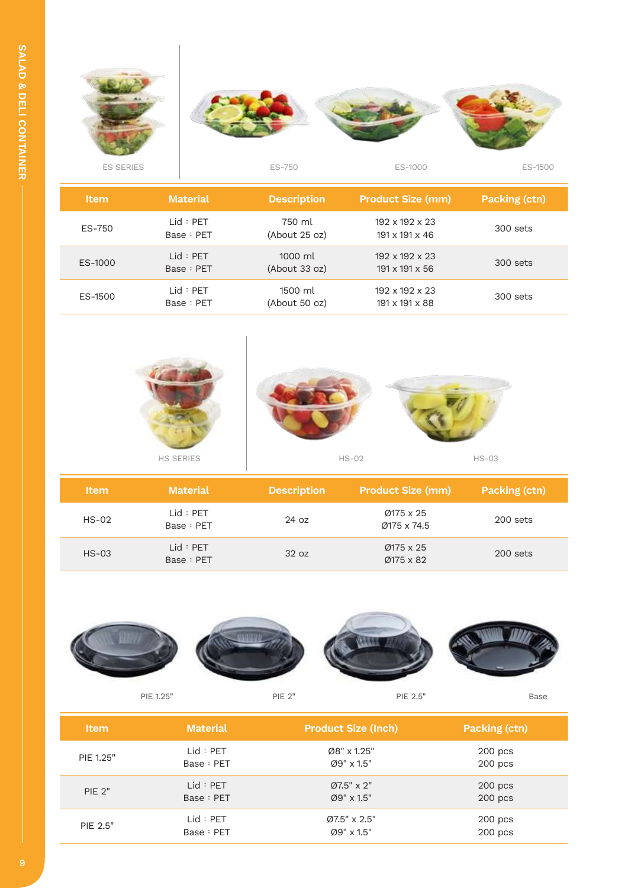SALAD & DELI CONTAINER

ES SERIES

ES-750

ES-1000

ES-1500

| Item | Material | Description | Product Size (mm) | Packing (ctn) |
|---|---|---|---|---|
| ES-750 | Lid : PET<br>Base : PET | 750 ml<br>(About 25 oz) | 192 x 192 x 23<br>191 x 191 x 46 | 300 sets |
| ES-1000 | Lid : PET<br>Base : PET | 1000 ml<br>(About 33 oz) | 192 x 192 x 23<br>191 x 191 x 56 | 300 sets |
| ES-1500 | Lid : PET<br>Base : PET | 1500 ml<br>(About 50 oz) | 192 x 192 x 23<br>191 x 191 x 88 | 300 sets |

HS SERIES

HS-02

HS-03

| Item | Material | Description | Product Size (mm) | Packing (ctn) |
|---|---|---|---|---|
| HS-02 | Lid : PET<br>Base : PET | 24 oz | Ø175 x 25<br>Ø175 x 74.5 | 200 sets |
| HS-03 | Lid : PET<br>Base : PET | 32 oz | Ø175 x 25<br>Ø175 x 82 | 200 sets |

PIE 1.25"

PIE 2"

PIE 2.5"

Base

| Item | Material | Product Size (Inch) | Packing (ctn) |
|---|---|---|---|
| PIE 1.25" | Lid : PET<br>Base : PET | Ø8" x 1.25"<br>Ø9" x 1.5" | 200 pcs<br>200 pcs |
| PIE 2" | Lid : PET<br>Base : PET | Ø7.5" x 2"<br>Ø9" x 1.5" | 200 pcs<br>200 pcs |
| PIE 2.5" | Lid : PET<br>Base : PET | Ø7.5" x 2.5"<br>Ø9" x 1.5" | 200 pcs<br>200 pcs |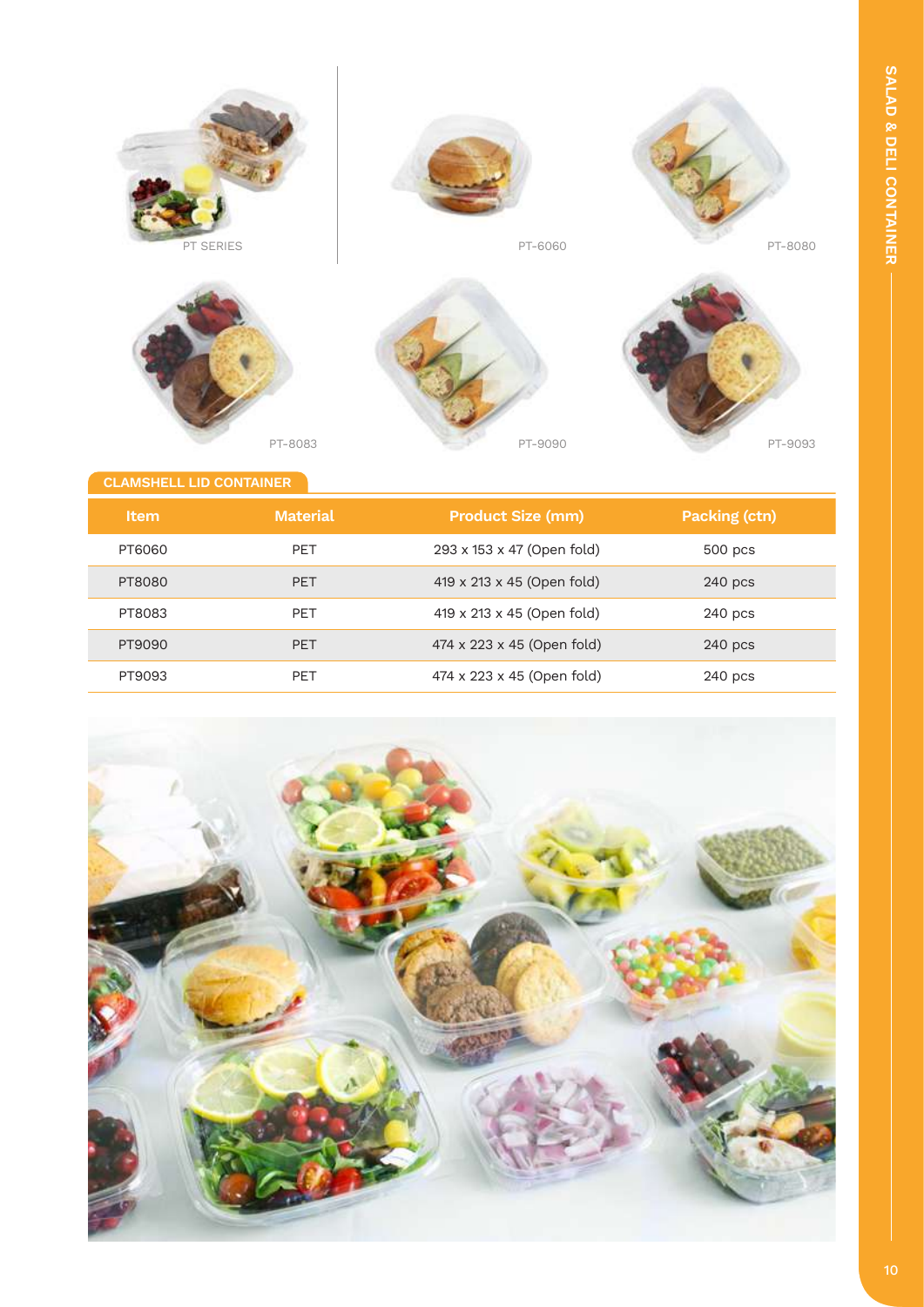PT SERIES

PT-6060

PT-8080

PT-8083

PT-9090

PT-9093

## CLAMSHELL LID CONTAINER

| Item | Material | Product Size (mm) | Packing (ctn) |
|---|---|---|---|
| PT6060 | PET | 293 x 153 x 47 (Open fold) | 500 pcs |
| PT8080 | PET | 419 x 213 x 45 (Open fold) | 240 pcs |
| PT8083 | PET | 419 x 213 x 45 (Open fold) | 240 pcs |
| PT9090 | PET | 474 x 223 x 45 (Open fold) | 240 pcs |
| PT9093 | PET | 474 x 223 x 45 (Open fold) | 240 pcs |